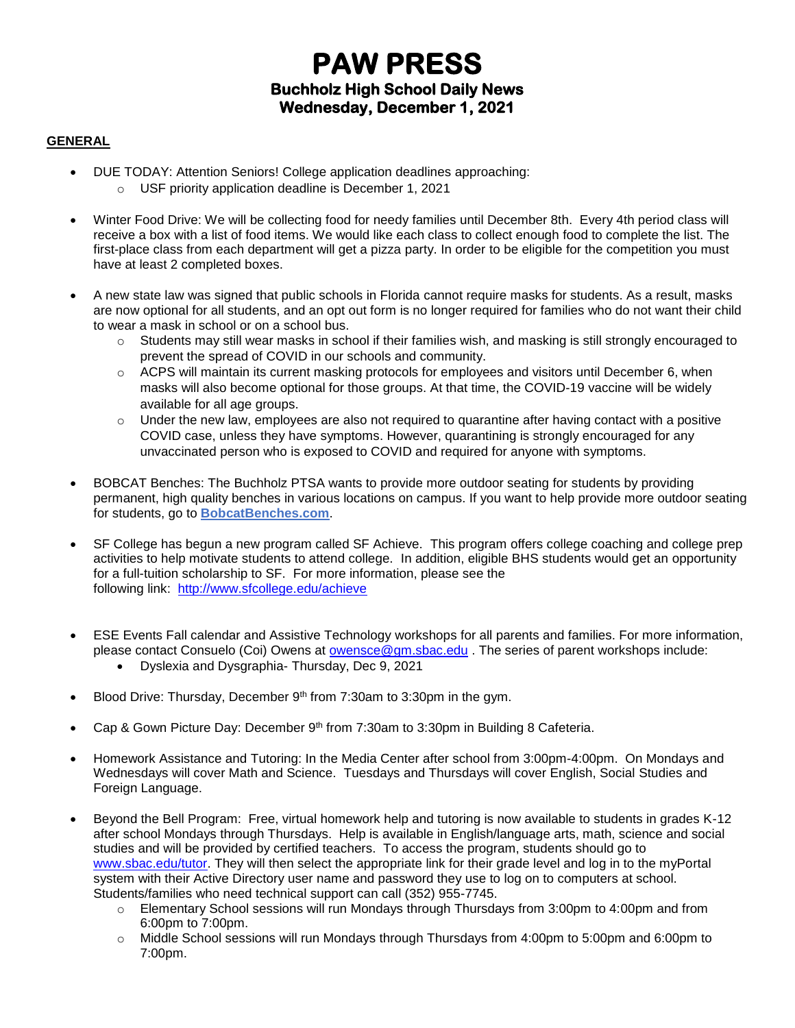# PAW PRESS

## Buchholz High School Daily News
## Wednesday, December 1, 2021

**GENERAL**

- DUE TODAY: Attention Seniors! College application deadlines approaching:
  - USF priority application deadline is December 1, 2021

- Winter Food Drive: We will be collecting food for needy families until December 8th. Every 4th period class will receive a box with a list of food items. We would like each class to collect enough food to complete the list. The first-place class from each department will get a pizza party. In order to be eligible for the competition you must have at least 2 completed boxes.

- A new state law was signed that public schools in Florida cannot require masks for students. As a result, masks are now optional for all students, and an opt out form is no longer required for families who do not want their child to wear a mask in school or on a school bus.
  - Students may still wear masks in school if their families wish, and masking is still strongly encouraged to prevent the spread of COVID in our schools and community.
  - ACPS will maintain its current masking protocols for employees and visitors until December 6, when masks will also become optional for those groups. At that time, the COVID-19 vaccine will be widely available for all age groups.
  - Under the new law, employees are also not required to quarantine after having contact with a positive COVID case, unless they have symptoms. However, quarantining is strongly encouraged for any unvaccinated person who is exposed to COVID and required for anyone with symptoms.

- BOBCAT Benches: The Buchholz PTSA wants to provide more outdoor seating for students by providing permanent, high quality benches in various locations on campus. If you want to help provide more outdoor seating for students, go to **BobcatBenches.com**.

- SF College has begun a new program called SF Achieve. This program offers college coaching and college prep activities to help motivate students to attend college. In addition, eligible BHS students would get an opportunity for a full-tuition scholarship to SF. For more information, please see the following link: http://www.sfcollege.edu/achieve

- ESE Events Fall calendar and Assistive Technology workshops for all parents and families. For more information, please contact Consuelo (Coi) Owens at owensce@gm.sbac.edu . The series of parent workshops include:
  - Dyslexia and Dysgraphia- Thursday, Dec 9, 2021

- Blood Drive: Thursday, December 9th from 7:30am to 3:30pm in the gym.

- Cap & Gown Picture Day: December 9th from 7:30am to 3:30pm in Building 8 Cafeteria.

- Homework Assistance and Tutoring: In the Media Center after school from 3:00pm-4:00pm. On Mondays and Wednesdays will cover Math and Science. Tuesdays and Thursdays will cover English, Social Studies and Foreign Language.

- Beyond the Bell Program: Free, virtual homework help and tutoring is now available to students in grades K-12 after school Mondays through Thursdays. Help is available in English/language arts, math, science and social studies and will be provided by certified teachers. To access the program, students should go to www.sbac.edu/tutor. They will then select the appropriate link for their grade level and log in to the myPortal system with their Active Directory user name and password they use to log on to computers at school. Students/families who need technical support can call (352) 955-7745.
  - Elementary School sessions will run Mondays through Thursdays from 3:00pm to 4:00pm and from 6:00pm to 7:00pm.
  - Middle School sessions will run Mondays through Thursdays from 4:00pm to 5:00pm and 6:00pm to 7:00pm.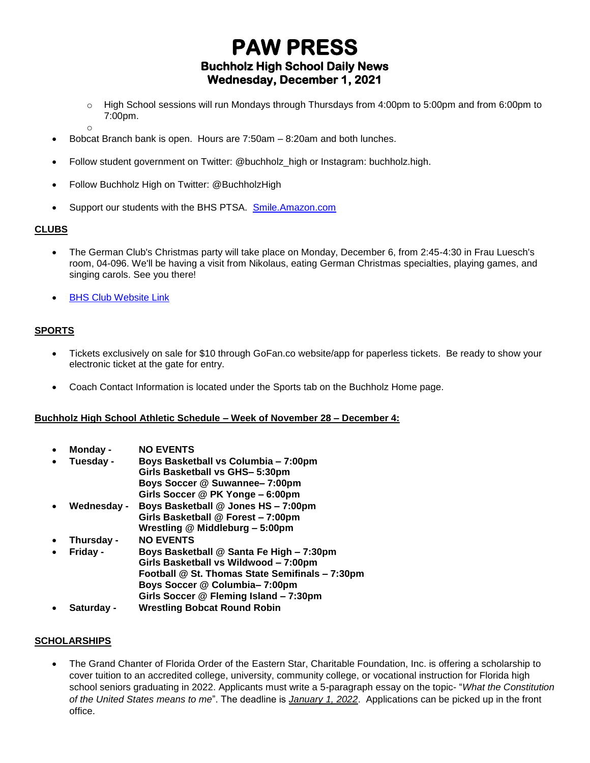# PAW PRESS

## Buchholz High School Daily News

## Wednesday, December 1, 2021

  - High School sessions will run Mondays through Thursdays from 4:00pm to 5:00pm and from 6:00pm to 7:00pm.
  -
- Bobcat Branch bank is open. Hours are 7:50am – 8:20am and both lunches.
- Follow student government on Twitter: @buchholz_high or Instagram: buchholz.high.
- Follow Buchholz High on Twitter: @BuchholzHigh
- Support our students with the BHS PTSA. Smile.Amazon.com

**CLUBS**

- The German Club's Christmas party will take place on Monday, December 6, from 2:45-4:30 in Frau Luesch's room, 04-096. We'll be having a visit from Nikolaus, eating German Christmas specialties, playing games, and singing carols. See you there!
- BHS Club Website Link

**SPORTS**

- Tickets exclusively on sale for $10 through GoFan.co website/app for paperless tickets. Be ready to show your electronic ticket at the gate for entry.
- Coach Contact Information is located under the Sports tab on the Buchholz Home page.

**Buchholz High School Athletic Schedule – Week of November 28 – December 4:**

- **Monday -** **NO EVENTS**
- **Tuesday -** **Boys Basketball vs Columbia – 7:00pm**
  **Girls Basketball vs GHS– 5:30pm**
  **Boys Soccer @ Suwannee– 7:00pm**
  **Girls Soccer @ PK Yonge – 6:00pm**
- **Wednesday -** **Boys Basketball @ Jones HS – 7:00pm**
  **Girls Basketball @ Forest – 7:00pm**
  **Wrestling @ Middleburg – 5:00pm**
- **Thursday -** **NO EVENTS**
- **Friday -** **Boys Basketball @ Santa Fe High – 7:30pm**
  **Girls Basketball vs Wildwood – 7:00pm**
  **Football @ St. Thomas State Semifinals – 7:30pm**
  **Boys Soccer @ Columbia– 7:00pm**
  **Girls Soccer @ Fleming Island – 7:30pm**
- **Saturday -** **Wrestling Bobcat Round Robin**

**SCHOLARSHIPS**

- The Grand Chanter of Florida Order of the Eastern Star, Charitable Foundation, Inc. is offering a scholarship to cover tuition to an accredited college, university, community college, or vocational instruction for Florida high school seniors graduating in 2022. Applicants must write a 5-paragraph essay on the topic- "*What the Constitution of the United States means to me*". The deadline is *January 1, 2022*. Applications can be picked up in the front office.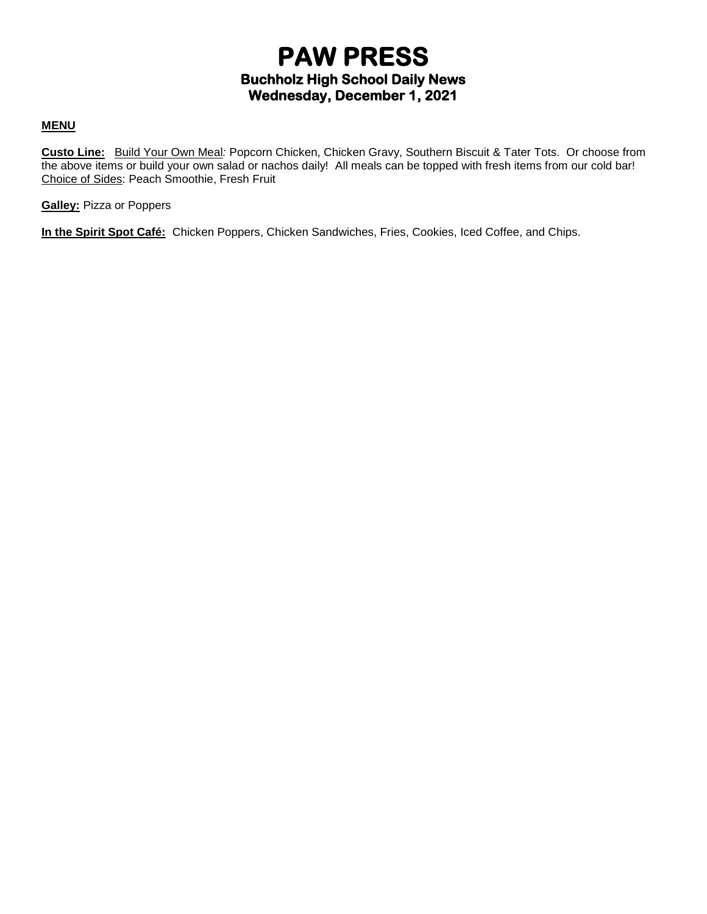# PAW PRESS

## Buchholz High School Daily News
## Wednesday, December 1, 2021

**MENU**

**Custo Line:** Build Your Own Meal*:* Popcorn Chicken, Chicken Gravy, Southern Biscuit & Tater Tots. Or choose from the above items or build your own salad or nachos daily! All meals can be topped with fresh items from our cold bar! Choice of Sides: Peach Smoothie, Fresh Fruit

**Galley:** Pizza or Poppers

**In the Spirit Spot Café:** Chicken Poppers, Chicken Sandwiches, Fries, Cookies, Iced Coffee, and Chips.